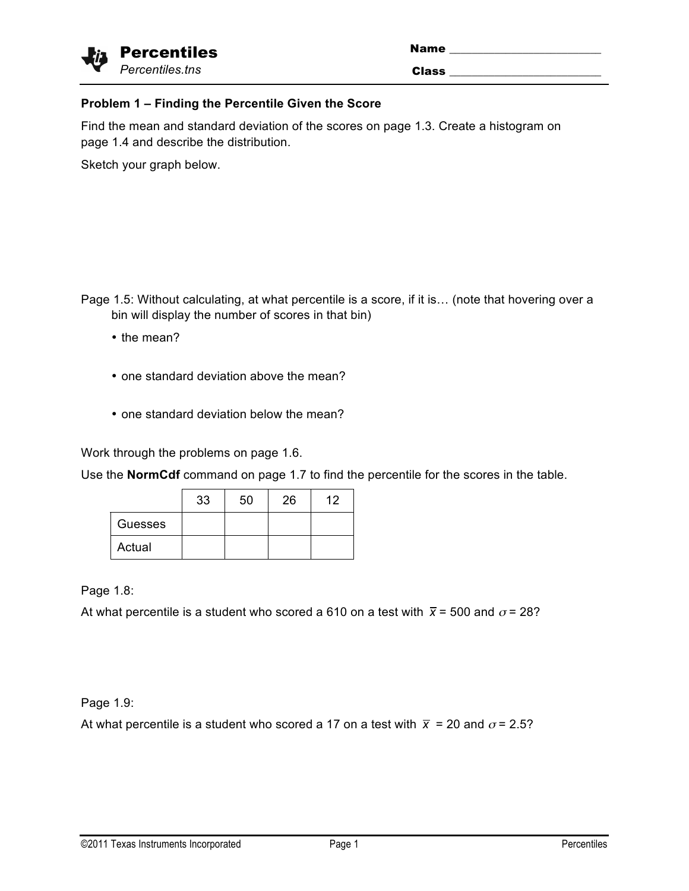# Percentiles

*Percentiles.tns*

Name ________________________

Class ________________________

**Problem 1 – Finding the Percentile Given the Score**

Find the mean and standard deviation of the scores on page 1.3. Create a histogram on page 1.4 and describe the distribution.

Sketch your graph below.

Page 1.5: Without calculating, at what percentile is a score, if it is… (note that hovering over a bin will display the number of scores in that bin)

- the mean?
- one standard deviation above the mean?
- one standard deviation below the mean?

Work through the problems on page 1.6.

Use the **NormCdf** command on page 1.7 to find the percentile for the scores in the table.

| | 33 | 50 | 26 | 12 |
|---|---|---|---|---|
| Guesses | | | | |
| Actual | | | | |

Page 1.8:

At what percentile is a student who scored a 610 on a test with $\bar{x} = 500$ and $\sigma = 28$?

Page 1.9:

At what percentile is a student who scored a 17 on a test with $\bar{x} = 20$ and $\sigma = 2.5$?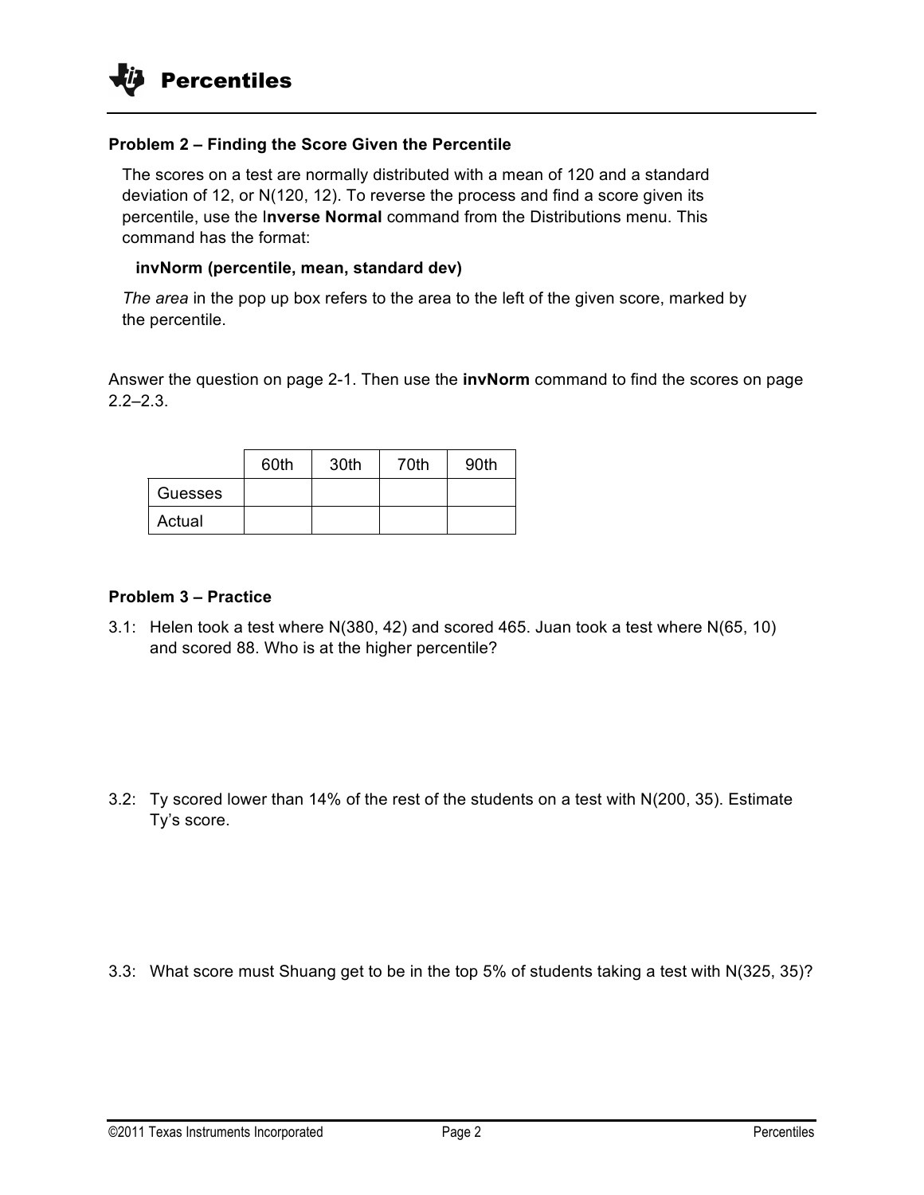### Problem 2 – Finding the Score Given the Percentile

The scores on a test are normally distributed with a mean of 120 and a standard deviation of 12, or N(120, 12). To reverse the process and find a score given its percentile, use the I**nverse Normal** command from the Distributions menu. This command has the format:

**invNorm (percentile, mean, standard dev)**

*The area* in the pop up box refers to the area to the left of the given score, marked by the percentile.

Answer the question on page 2-1. Then use the **invNorm** command to find the scores on page 2.2–2.3.

| | 60th | 30th | 70th | 90th |
|---|---|---|---|---|
| Guesses | | | | |
| Actual | | | | |

### Problem 3 – Practice

3.1: Helen took a test where N(380, 42) and scored 465. Juan took a test where N(65, 10) and scored 88. Who is at the higher percentile?

3.2: Ty scored lower than 14% of the rest of the students on a test with N(200, 35). Estimate Ty's score.

3.3: What score must Shuang get to be in the top 5% of students taking a test with N(325, 35)?